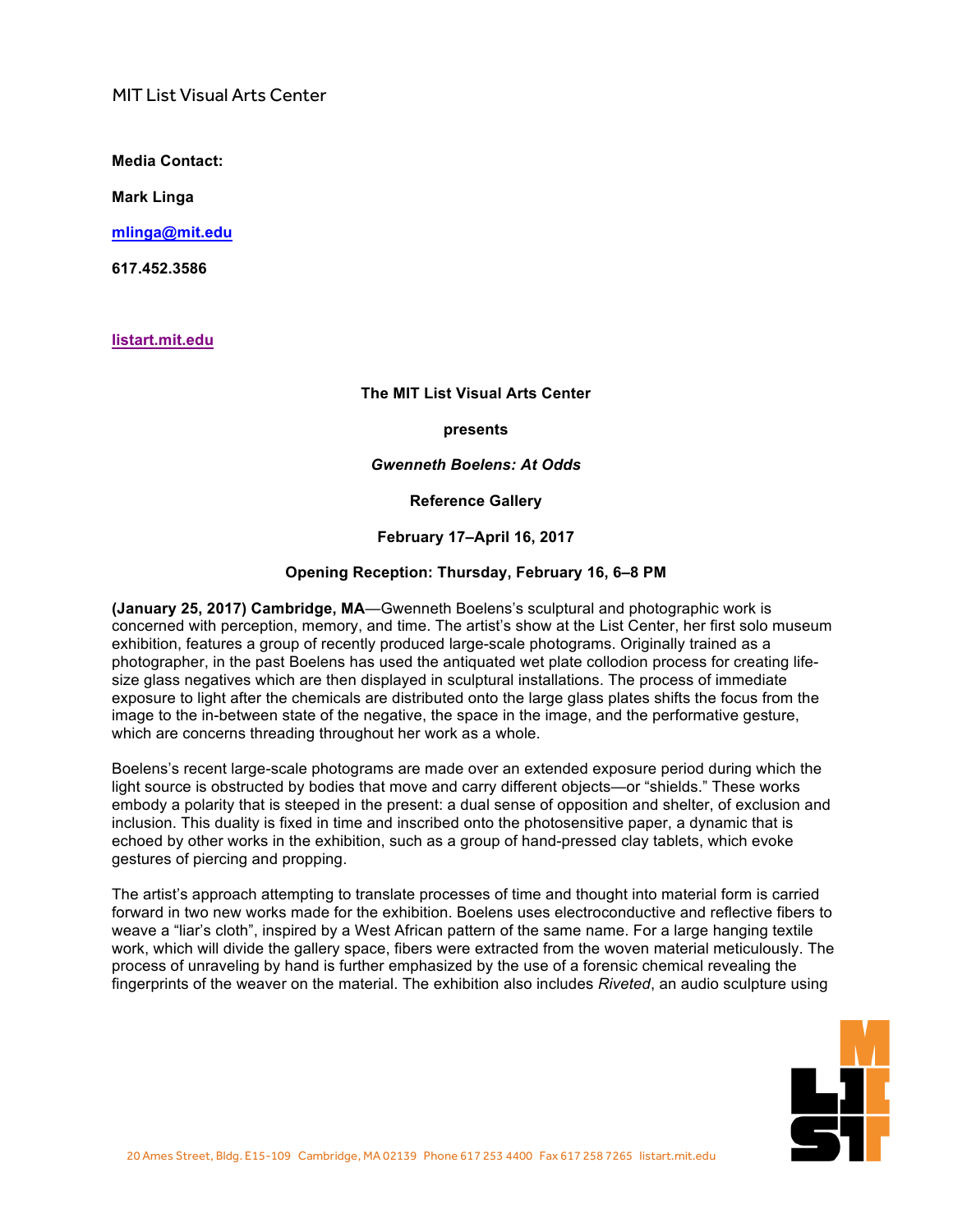MIT List Visual Arts Center

**Media Contact:**

**Mark Linga**

**mlinga@mit.edu**

**617.452.3586**

**listart.mit.edu**

**The MIT List Visual Arts Center**

**presents**

***Gwenneth Boelens: At Odds***

**Reference Gallery**

**February 17–April 16, 2017**

**Opening Reception: Thursday, February 16, 6–8 PM**

**(January 25, 2017) Cambridge, MA**—Gwenneth Boelens's sculptural and photographic work is concerned with perception, memory, and time. The artist's show at the List Center, her first solo museum exhibition, features a group of recently produced large-scale photograms. Originally trained as a photographer, in the past Boelens has used the antiquated wet plate collodion process for creating life-size glass negatives which are then displayed in sculptural installations. The process of immediate exposure to light after the chemicals are distributed onto the large glass plates shifts the focus from the image to the in-between state of the negative, the space in the image, and the performative gesture, which are concerns threading throughout her work as a whole.

Boelens's recent large-scale photograms are made over an extended exposure period during which the light source is obstructed by bodies that move and carry different objects—or "shields." These works embody a polarity that is steeped in the present: a dual sense of opposition and shelter, of exclusion and inclusion. This duality is fixed in time and inscribed onto the photosensitive paper, a dynamic that is echoed by other works in the exhibition, such as a group of hand-pressed clay tablets, which evoke gestures of piercing and propping.

The artist's approach attempting to translate processes of time and thought into material form is carried forward in two new works made for the exhibition. Boelens uses electroconductive and reflective fibers to weave a "liar's cloth", inspired by a West African pattern of the same name. For a large hanging textile work, which will divide the gallery space, fibers were extracted from the woven material meticulously. The process of unraveling by hand is further emphasized by the use of a forensic chemical revealing the fingerprints of the weaver on the material. The exhibition also includes *Riveted*, an audio sculpture using

20 Ames Street, Bldg. E15-109 Cambridge, MA 02139 Phone 617 253 4400 Fax 617 258 7265 listart.mit.edu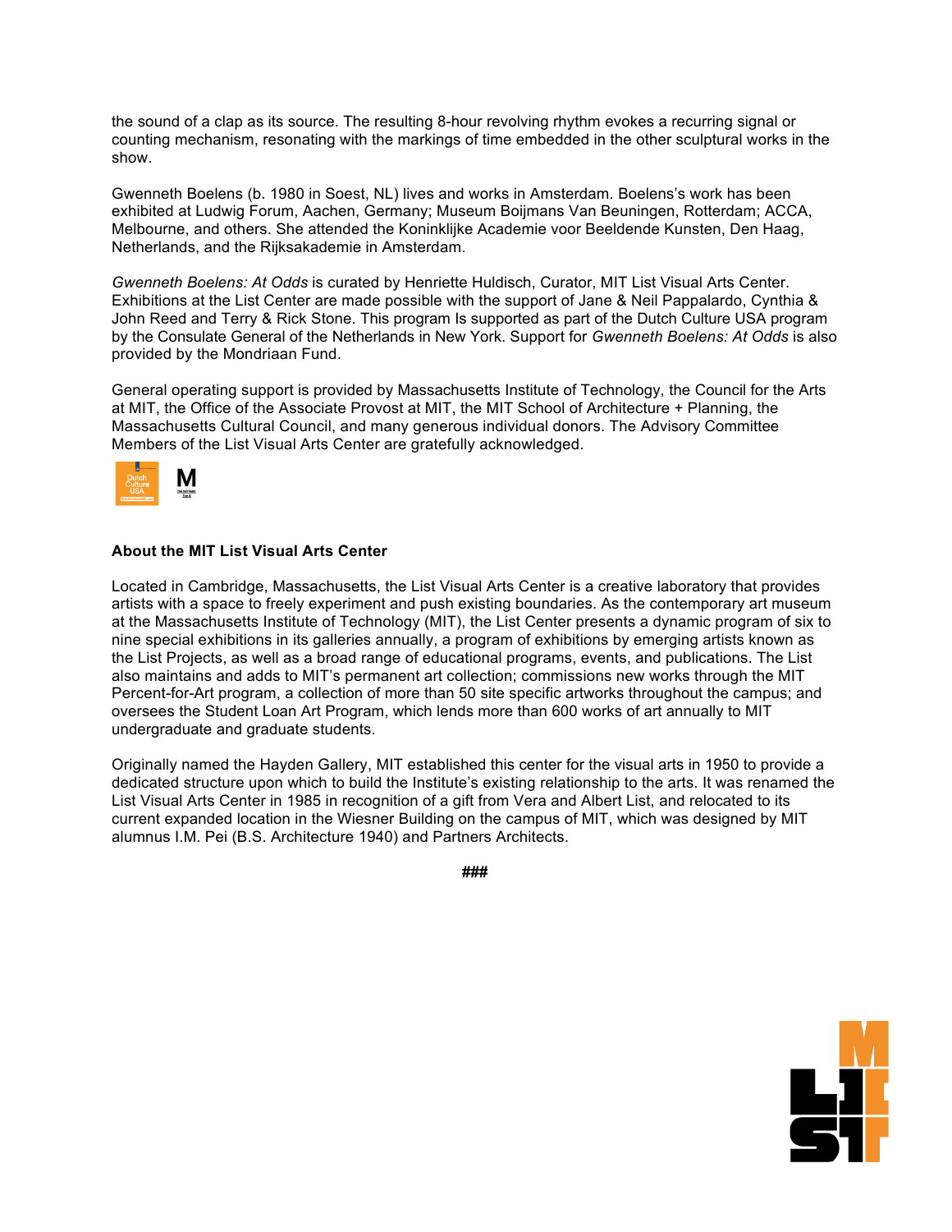the sound of a clap as its source. The resulting 8-hour revolving rhythm evokes a recurring signal or counting mechanism, resonating with the markings of time embedded in the other sculptural works in the show.

Gwenneth Boelens (b. 1980 in Soest, NL) lives and works in Amsterdam. Boelens's work has been exhibited at Ludwig Forum, Aachen, Germany; Museum Boijmans Van Beuningen, Rotterdam; ACCA, Melbourne, and others. She attended the Koninklijke Academie voor Beeldende Kunsten, Den Haag, Netherlands, and the Rijksakademie in Amsterdam.

*Gwenneth Boelens: At Odds* is curated by Henriette Huldisch, Curator, MIT List Visual Arts Center. Exhibitions at the List Center are made possible with the support of Jane & Neil Pappalardo, Cynthia & John Reed and Terry & Rick Stone. This program Is supported as part of the Dutch Culture USA program by the Consulate General of the Netherlands in New York. Support for *Gwenneth Boelens: At Odds* is also provided by the Mondriaan Fund.

General operating support is provided by Massachusetts Institute of Technology, the Council for the Arts at MIT, the Office of the Associate Provost at MIT, the MIT School of Architecture + Planning, the Massachusetts Cultural Council, and many generous individual donors. The Advisory Committee Members of the List Visual Arts Center are gratefully acknowledged.

**About the MIT List Visual Arts Center**

Located in Cambridge, Massachusetts, the List Visual Arts Center is a creative laboratory that provides artists with a space to freely experiment and push existing boundaries. As the contemporary art museum at the Massachusetts Institute of Technology (MIT), the List Center presents a dynamic program of six to nine special exhibitions in its galleries annually, a program of exhibitions by emerging artists known as the List Projects, as well as a broad range of educational programs, events, and publications. The List also maintains and adds to MIT's permanent art collection; commissions new works through the MIT Percent-for-Art program, a collection of more than 50 site specific artworks throughout the campus; and oversees the Student Loan Art Program, which lends more than 600 works of art annually to MIT undergraduate and graduate students.

Originally named the Hayden Gallery, MIT established this center for the visual arts in 1950 to provide a dedicated structure upon which to build the Institute's existing relationship to the arts. It was renamed the List Visual Arts Center in 1985 in recognition of a gift from Vera and Albert List, and relocated to its current expanded location in the Wiesner Building on the campus of MIT, which was designed by MIT alumnus I.M. Pei (B.S. Architecture 1940) and Partners Architects.

###